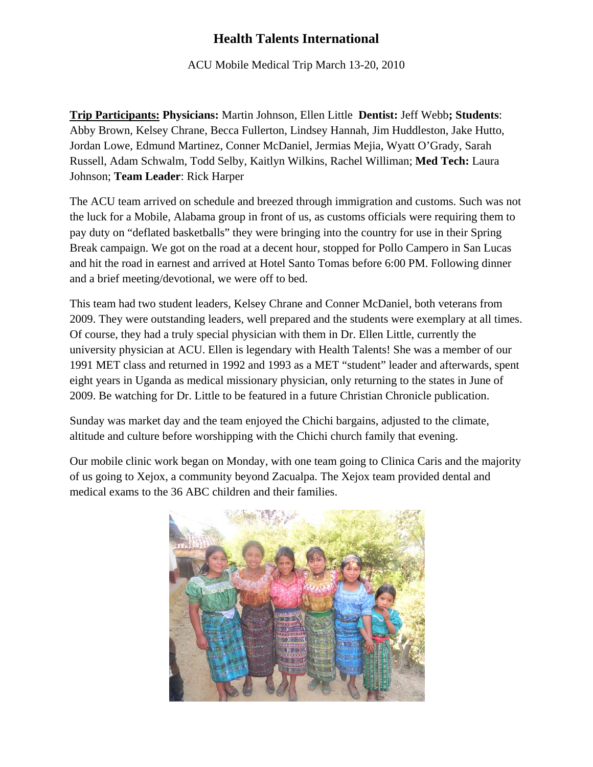# Health Talents International

ACU Mobile Medical Trip March 13-20, 2010

**Trip Participants:** **Physicians:** Martin Johnson, Ellen Little **Dentist:** Jeff Webb**; Students**: Abby Brown, Kelsey Chrane, Becca Fullerton, Lindsey Hannah, Jim Huddleston, Jake Hutto, Jordan Lowe, Edmund Martinez, Conner McDaniel, Jermias Mejia, Wyatt O'Grady, Sarah Russell, Adam Schwalm, Todd Selby, Kaitlyn Wilkins, Rachel Williman; **Med Tech:** Laura Johnson; **Team Leader**: Rick Harper

The ACU team arrived on schedule and breezed through immigration and customs. Such was not the luck for a Mobile, Alabama group in front of us, as customs officials were requiring them to pay duty on "deflated basketballs" they were bringing into the country for use in their Spring Break campaign. We got on the road at a decent hour, stopped for Pollo Campero in San Lucas and hit the road in earnest and arrived at Hotel Santo Tomas before 6:00 PM. Following dinner and a brief meeting/devotional, we were off to bed.

This team had two student leaders, Kelsey Chrane and Conner McDaniel, both veterans from 2009. They were outstanding leaders, well prepared and the students were exemplary at all times. Of course, they had a truly special physician with them in Dr. Ellen Little, currently the university physician at ACU. Ellen is legendary with Health Talents! She was a member of our 1991 MET class and returned in 1992 and 1993 as a MET "student" leader and afterwards, spent eight years in Uganda as medical missionary physician, only returning to the states in June of 2009. Be watching for Dr. Little to be featured in a future Christian Chronicle publication.

Sunday was market day and the team enjoyed the Chichi bargains, adjusted to the climate, altitude and culture before worshipping with the Chichi church family that evening.

Our mobile clinic work began on Monday, with one team going to Clinica Caris and the majority of us going to Xejox, a community beyond Zacualpa. The Xejox team provided dental and medical exams to the 36 ABC children and their families.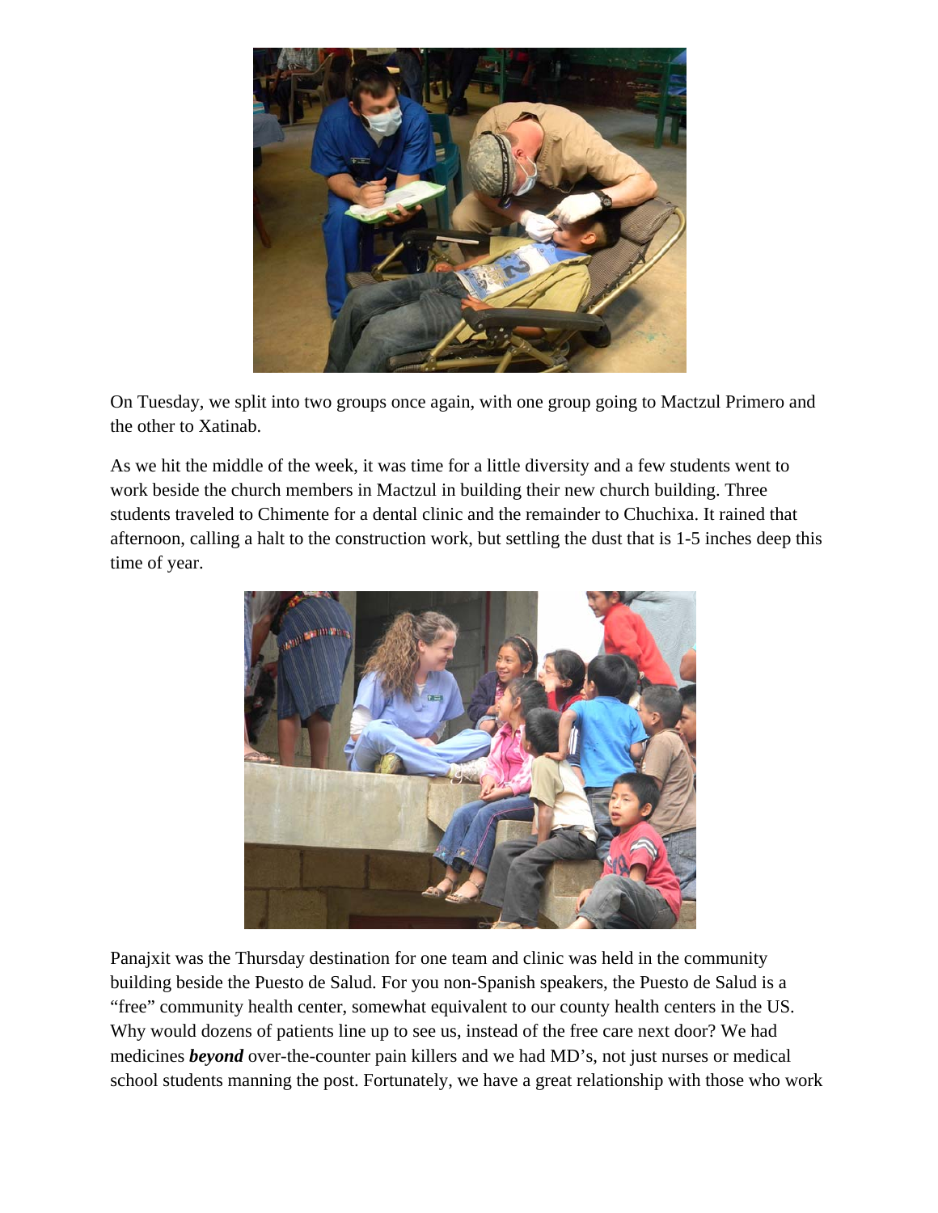On Tuesday, we split into two groups once again, with one group going to Mactzul Primero and the other to Xatinab.

As we hit the middle of the week, it was time for a little diversity and a few students went to work beside the church members in Mactzul in building their new church building. Three students traveled to Chimente for a dental clinic and the remainder to Chuchixa. It rained that afternoon, calling a halt to the construction work, but settling the dust that is 1-5 inches deep this time of year.

Panajxit was the Thursday destination for one team and clinic was held in the community building beside the Puesto de Salud. For you non-Spanish speakers, the Puesto de Salud is a "free" community health center, somewhat equivalent to our county health centers in the US. Why would dozens of patients line up to see us, instead of the free care next door? We had medicines ***beyond*** over-the-counter pain killers and we had MD's, not just nurses or medical school students manning the post. Fortunately, we have a great relationship with those who work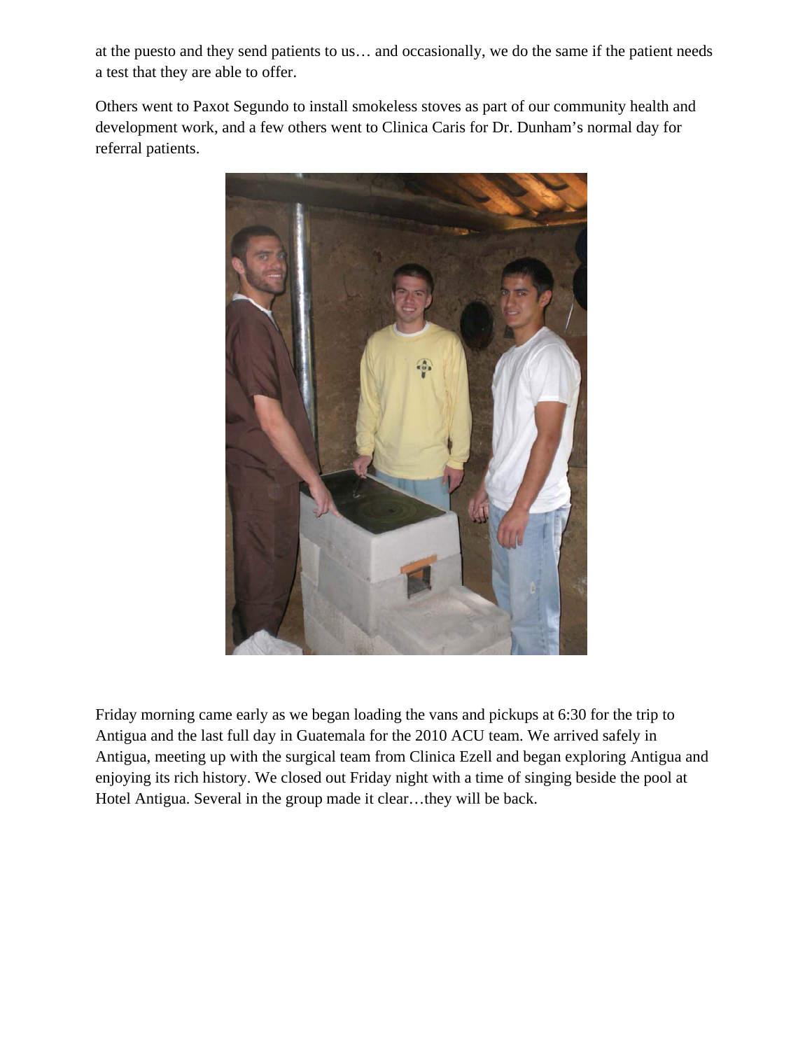at the puesto and they send patients to us… and occasionally, we do the same if the patient needs a test that they are able to offer.

Others went to Paxot Segundo to install smokeless stoves as part of our community health and development work, and a few others went to Clinica Caris for Dr. Dunham's normal day for referral patients.

Friday morning came early as we began loading the vans and pickups at 6:30 for the trip to Antigua and the last full day in Guatemala for the 2010 ACU team. We arrived safely in Antigua, meeting up with the surgical team from Clinica Ezell and began exploring Antigua and enjoying its rich history. We closed out Friday night with a time of singing beside the pool at Hotel Antigua. Several in the group made it clear…they will be back.